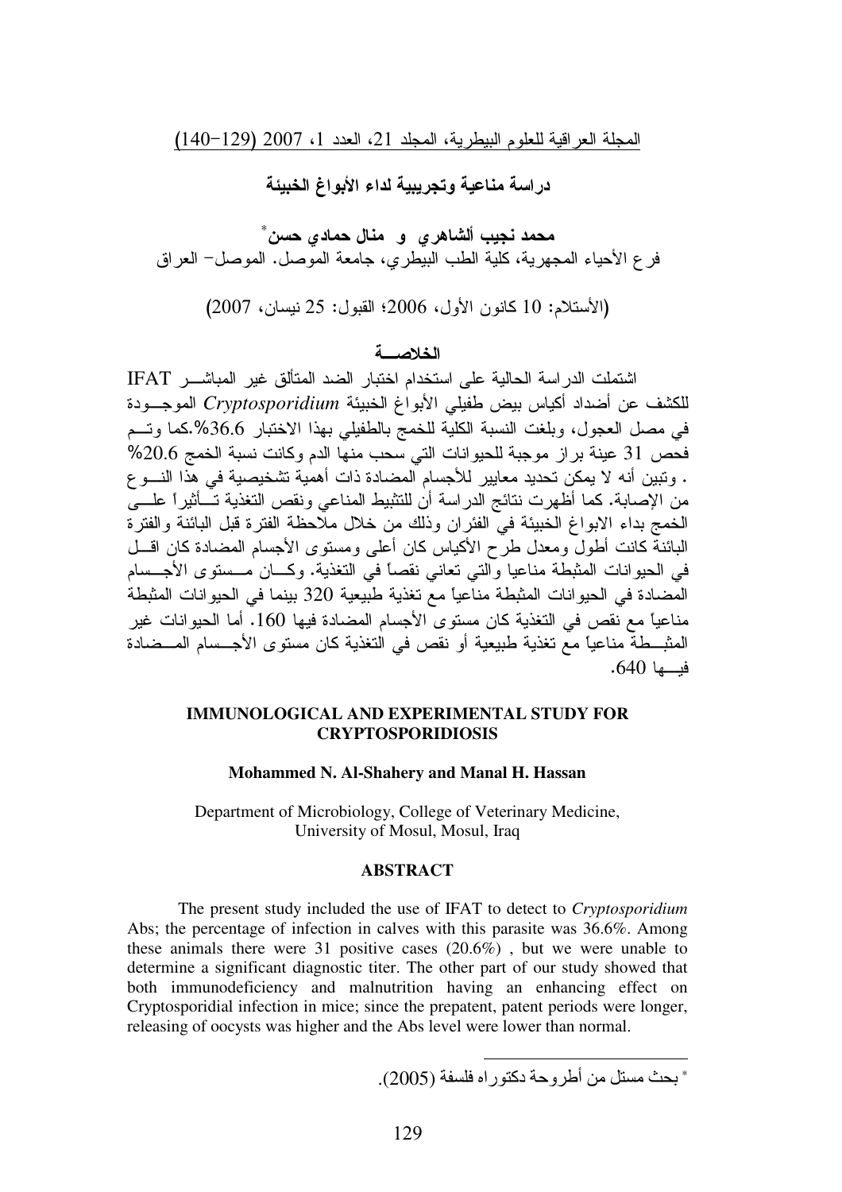# دراسة مناعية وتجريبية لداء الأبواغ الخبيئة

**محمد نجيب ألشاهري و منال حمادي حسن***

فرع الأحياء المجهرية، كلية الطب البيطري، جامعة الموصل. الموصل- العراق

(الأستلام: 10 كانون الأول، 2006؛ القبول: 25 نيسان، 2007)

## الخلاصـــة

اشتملت الدراسة الحالية على استخدام اختبار الضد المتألق غير المباشـــر IFAT للكشف عن أضداد أكياس بيض طفيلي الأبواغ الخبيئة *Cryptosporidium* الموجـــودة في مصل العجول، وبلغت النسبة الكلية للخمج بالطفيلي بهذا الاختبار 36.6%.كما وتـــم فحص 31 عينة براز موجبة للحيوانات التي سحب منها الدم وكانت نسبة الخمج 20.6% . وتبين أنه لا يمكن تحديد معايير للأجسام المضادة ذات أهمية تشخيصية في هذا النـــوع من الإصابة. كما أظهرت نتائج الدراسة أن للتثبيط المناعي ونقص التغذية تـــأثيراً علـــى الخمج بداء الابواغ الخبيئة في الفئران وذلك من خلال ملاحظة الفترة قبل البائنة والفترة البائنة كانت أطول ومعدل طرح الأكياس كان أعلى ومستوى الأجسام المضادة كان اقـــل في الحيوانات المثبطة مناعيا والتي تعاني نقصاً في التغذية. وكـــان مـــستوى الأجـــسام المضادة في الحيوانات المثبطة مناعياً مع تغذية طبيعية 320 بينما في الحيوانات المثبطة مناعياً مع نقص في التغذية كان مستوى الأجسام المضادة فيها 160. أما الحيوانات غير المثبـــطة مناعياً مع تغذية طبيعية أو نقص في التغذية كان مستوى الأجـــسام المـــضادة فيـــها 640.

## IMMUNOLOGICAL AND EXPERIMENTAL STUDY FOR CRYPTOSPORIDIOSIS

**Mohammed N. Al-Shahery and Manal H. Hassan**

Department of Microbiology, College of Veterinary Medicine, University of Mosul, Mosul, Iraq

## ABSTRACT

The present study included the use of IFAT to detect to *Cryptosporidium* Abs; the percentage of infection in calves with this parasite was 36.6%. Among these animals there were 31 positive cases (20.6%) , but we were unable to determine a significant diagnostic titer. The other part of our study showed that both immunodeficiency and malnutrition having an enhancing effect on Cryptosporidial infection in mice; since the prepatent, patent periods were longer, releasing of oocysts was higher and the Abs level were lower than normal.

* بحث مستل من أطروحة دكتوراه فلسفة (2005).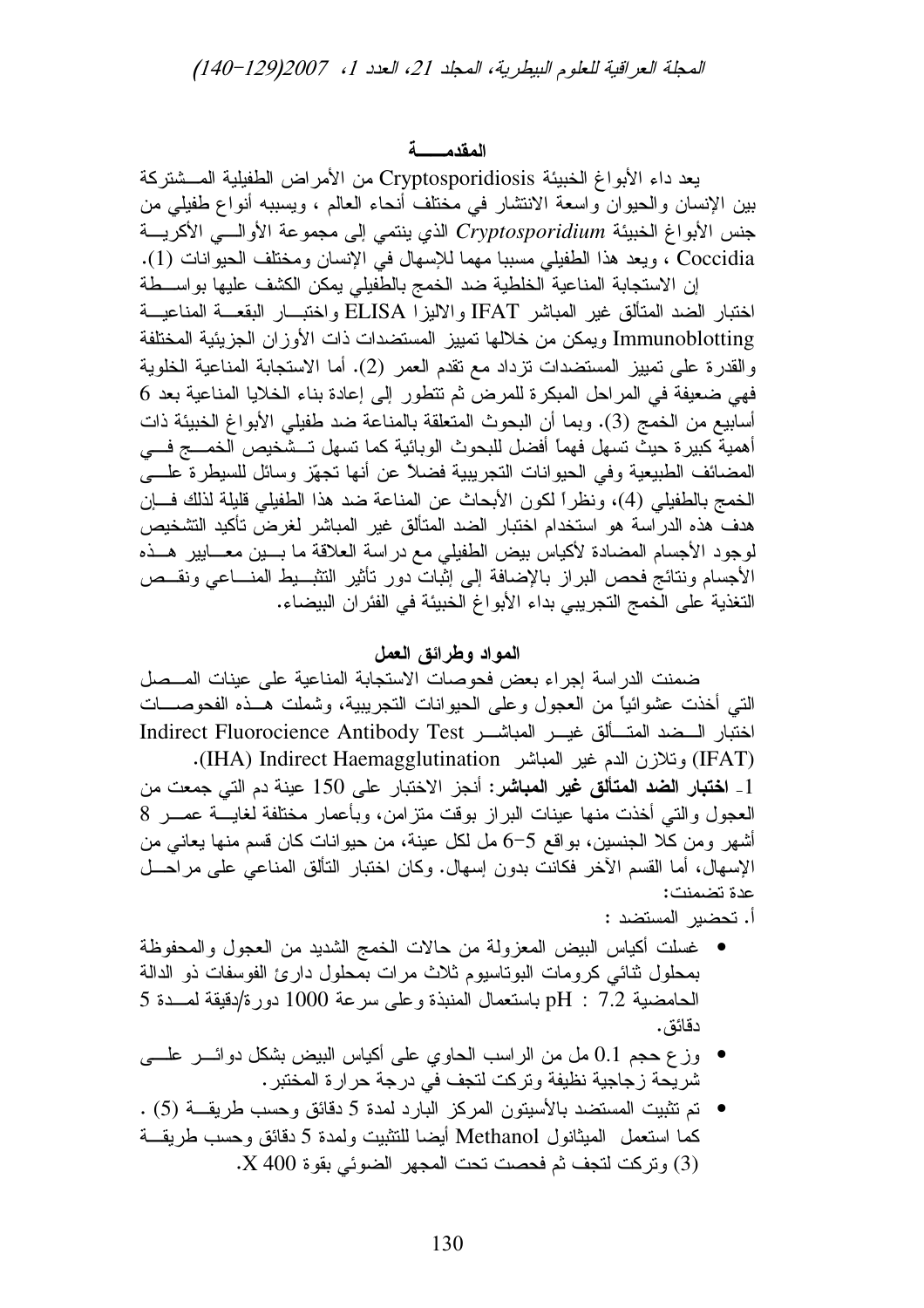## المقدمـــــة

يعد داء الأبواغ الخبيئة Cryptosporidiosis من الأمراض الطفيلية المـــشتركة بين الإنسان والحيوان واسعة الانتشار في مختلف أنحاء العالم ، ويسببه أنواع طفيلي من جنس الأبواغ الخبيئة *Cryptosporidium* الذي ينتمي إلى مجموعة الأوالـــي الأكريـــة Coccidia ، ويعد هذا الطفيلي مسببا مهما للإسهال في الإنسان ومختلف الحيوانات (1).

إن الاستجابة المناعية الخلطية ضد الخمج بالطفيلي يمكن الكشف عليها بواســطة اختبار الضد المتألق غير المباشر IFAT والاليزا ELISA واختبـــار البقعـــة المناعيـــة Immunoblotting ويمكن من خلالها تمييز المستضدات ذات الأوزان الجزيئية المختلفة والقدرة على تمييز المستضدات تزداد مع تقدم العمر (2). أما الاستجابة المناعية الخلوية فهي ضعيفة في المراحل المبكرة للمرض ثم تتطور إلى إعادة بناء الخلايا المناعية بعد 6 أسابيع من الخمج (3). وبما أن البحوث المتعلقة بالمناعة ضد طفيلي الأبواغ الخبيئة ذات أهمية كبيرة حيث تسهل فهماً أفضل للبحوث الوبائية كما تسهل تـــشخيص الخمـــج فـــي المضائف الطبيعية وفي الحيوانات التجريبية فضلاً عن أنها تجهّز وسائل للسيطرة علـــى الخمج بالطفيلي (4)، ونظراً لكون الأبحاث عن المناعة ضد هذا الطفيلي قليلة لذلك فـــإن هدف هذه الدراسة هو استخدام اختبار الضد المتألق غير المباشر لغرض تأكيد التشخيص لوجود الأجسام المضادة لأكياس بيض الطفيلي مع دراسة العلاقة ما بـــين معـــايير هـــذه الأجسام ونتائج فحص البراز بالإضافة إلى إثبات دور تأثير التثبـــيط المنـــاعي ونقـــص التغذية على الخمج التجريبي بداء الأبواغ الخبيئة في الفئران البيضاء.

## المواد وطرائق العمل

ضمنت الدراسة إجراء بعض فحوصات الاستجابة المناعية على عينات المـــصل التي أخذت عشوائياً من العجول وعلى الحيوانات التجريبية، وشملت هـــذه الفحوصـــات اختبار الـــضد المتـــألق غيـــر المباشـــر Indirect Fluorocience Antibody Test (IFAT) وتلازن الدم غير المباشر Indirect Haemagglutination (IHA).

1- **اختبار الضد المتألق غير المباشر:** أنجز الاختبار على 150 عينة دم التي جمعت من العجول والتي أخذت منها عينات البراز بوقت متزامن، وبأعمار مختلفة لغايـــة عمـــر 8 أشهر ومن كلا الجنسين، بواقع 5-6 مل لكل عينة، من حيوانات كان قسم منها يعاني من الإسهال، أما القسم الآخر فكانت بدون إسهال. وكان اختبار التألق المناعي على مراحـــل عدة تضمنت:

أ. تحضير المستضد :

- غسلت أكياس البيض المعزولة من حالات الخمج الشديد من العجول والمحفوظة بمحلول ثنائي كرومات البوتاسيوم ثلاث مرات بمحلول دارئ الفوسفات ذو الدالة الحامضية pH : 7.2 باستعمال المنبذة وعلى سرعة 1000 دورة/دقيقة لمـــدة 5 دقائق.
- وزع حجم 0.1 مل من الراسب الحاوي على أكياس البيض بشكل دوائـــر علـــى شريحة زجاجية نظيفة وتركت لتجف في درجة حرارة المختبر.
- تم تثبيت المستضد بالأسيتون المركز البارد لمدة 5 دقائق وحسب طريقـــة (5) . كما استعمل الميثانول Methanol أيضا للتثبيت ولمدة 5 دقائق وحسب طريقـــة (3) وتركت لتجف ثم فحصت تحت المجهر الضوئي بقوة X 400.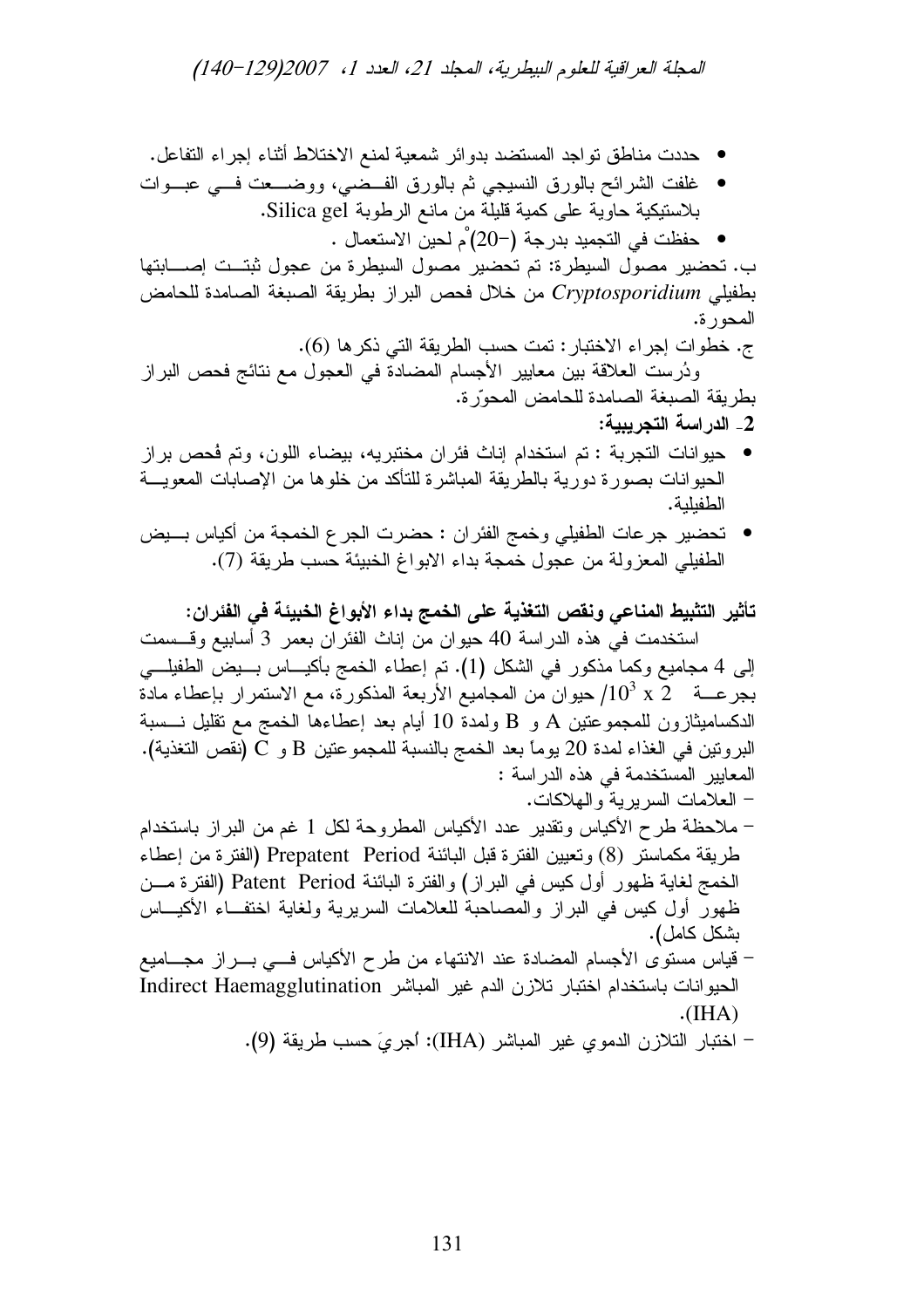- حددت مناطق تواجد المستضد بدوائر شمعية لمنع الاختلاط أثناء إجراء التفاعل.
- غلفت الشرائح بالورق النسيجي ثم بالورق الفضي، ووضعت في عبوات بلاستيكية حاوية على كمية قليلة من مانع الرطوبة Silica gel.
- حفظت في التجميد بدرجة (−20)°م لحين الاستعمال .

ب. تحضير مصول السيطرة: تم تحضير مصول السيطرة من عجول ثبتت إصابتها بطفيلي *Cryptosporidium* من خلال فحص البراز بطريقة الصبغة الصامدة للحامض المحورة.

ج. خطوات إجراء الاختبار: تمت حسب الطريقة التي ذكرها (6).

ودُرست العلاقة بين معايير الأجسام المضادة في العجول مع نتائج فحص البراز بطريقة الصبغة الصامدة للحامض المحوّرة.

**2- الدراسة التجريبية:**

- حيوانات التجربة : تم استخدام إناث فئران مختبريه، بيضاء اللون، وتم فُحص براز الحيوانات بصورة دورية بالطريقة المباشرة للتأكد من خلوها من الإصابات المعوية الطفيلية.
- تحضير جرعات الطفيلي وخمج الفئران : حضرت الجرع الخمجة من أكياس بيض الطفيلي المعزولة من عجول خمجة بداء الابواغ الخبيئة حسب طريقة (7).

**تأثير التثبيط المناعي ونقص التغذية على الخمج بداء الأبواغ الخبيئة في الفئران:**

استخدمت في هذه الدراسة 40 حيوان من إناث الفئران بعمر 3 أسابيع وقسمت إلى 4 مجاميع وكما مذكور في الشكل (1). تم إعطاء الخمج بأكياس بيض الطفيلي بجرعة $2 \times 10^3$/ حيوان من المجاميع الأربعة المذكورة، مع الاستمرار بإعطاء مادة الدكساميثازون للمجموعتين A و B ولمدة 10 أيام بعد إعطاءها الخمج مع تقليل نسبة البروتين في الغذاء لمدة 20 يوماً بعد الخمج بالنسبة للمجموعتين B و C (نقص التغذية).

المعايير المستخدمة في هذه الدراسة :

- العلامات السريرية والهلاكات.
- ملاحظة طرح الأكياس وتقدير عدد الأكياس المطروحة لكل 1 غم من البراز باستخدام طريقة مكماستر (8) وتعيين الفترة قبل البائنة Prepatent Period (الفترة من إعطاء الخمج لغاية ظهور أول كيس في البراز) والفترة البائنة Patent Period (الفترة من ظهور أول كيس في البراز والمصاحبة للعلامات السريرية ولغاية اختفاء الأكياس بشكل كامل).
- قياس مستوى الأجسام المضادة عند الانتهاء من طرح الأكياس في براز مجاميع الحيوانات باستخدام اختبار تلازن الدم غير المباشر Indirect Haemagglutination (IHA).
- اختبار التلازن الدموي غير المباشر (IHA): أُجريَ حسب طريقة (9).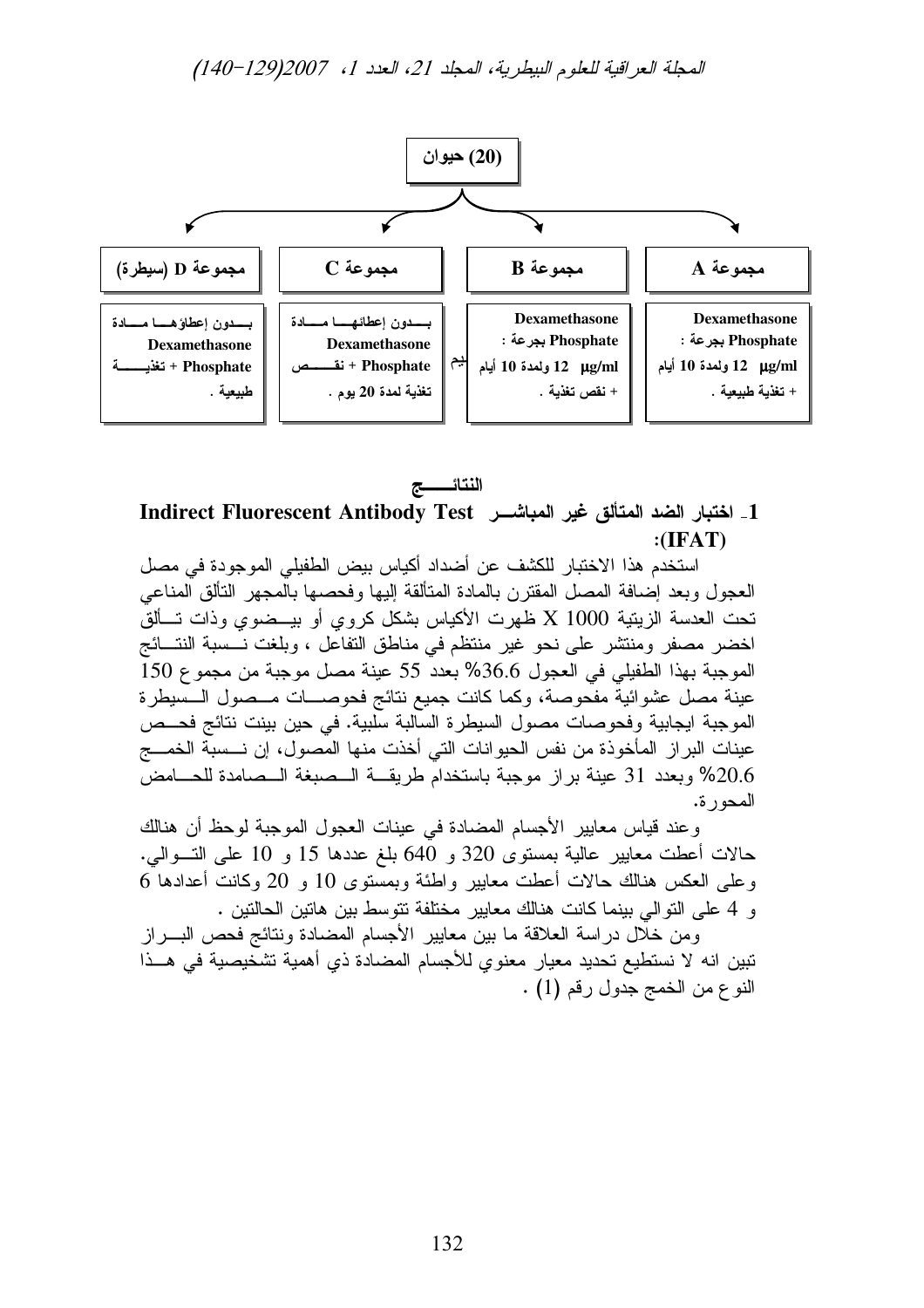(20) حيوان

| مجموعة A | مجموعة B | مجموعة C | مجموعة D (سيطرة) |
| --- | --- | --- | --- |
| Dexamethasone Phosphate بجرعة : 12 µg/ml ولمدة 10 أيام + تغذية طبيعية . | Dexamethasone Phosphate بجرعة : 12 µg/ml ولمدة 10 أيام + نقص تغذية . | بدون إعطائها مادة Dexamethasone Phosphate + نقص تغذية لمدة 20 يوم . | بدون إعطاؤها مادة Dexamethasone Phosphate + تغذية طبيعية . |

## النتائج

### 1- اختبار الضد المتألق غير المباشر Indirect Fluorescent Antibody Test (IFAT):

استخدم هذا الاختبار للكشف عن أضداد أكياس بيض الطفيلي الموجودة في مصل العجول وبعد إضافة المصل المقترن بالمادة المتألقة إليها وفحصها بالمجهر التألق المناعي تحت العدسة الزيتية 1000 X ظهرت الأكياس بشكل كروي أو بيضوي وذات تألق اخضر مصفر ومنتشر على نحو غير منتظم في مناطق التفاعل ، وبلغت نسبة النتائج الموجبة بهذا الطفيلي في العجول 36.6% بعدد 55 عينة مصل موجبة من مجموع 150 عينة مصل عشوائية مفحوصة، وكما كانت جميع نتائج فحوصات مصول السيطرة الموجبة ايجابية وفحوصات مصول السيطرة السالبة سلبية. في حين بينت نتائج فحص عينات البراز المأخوذة من نفس الحيوانات التي أخذت منها المصول، إن نسبة الخمج 20.6% وبعدد 31 عينة براز موجبة باستخدام طريقة الصبغة الصامدة للحامض المحورة.

وعند قياس معايير الأجسام المضادة في عينات العجول الموجبة لوحظ أن هنالك حالات أعطت معايير عالية بمستوى 320 و 640 بلغ عددها 15 و 10 على التوالي. وعلى العكس هنالك حالات أعطت معايير واطئة وبمستوى 10 و 20 وكانت أعدادها 6 و 4 على التوالي بينما كانت هنالك معايير مختلفة تتوسط بين هاتين الحالتين .

ومن خلال دراسة العلاقة ما بين معايير الأجسام المضادة ونتائج فحص البراز تبين انه لا نستطيع تحديد معيار معنوي للأجسام المضادة ذي أهمية تشخيصية في هذا النوع من الخمج جدول رقم (1) .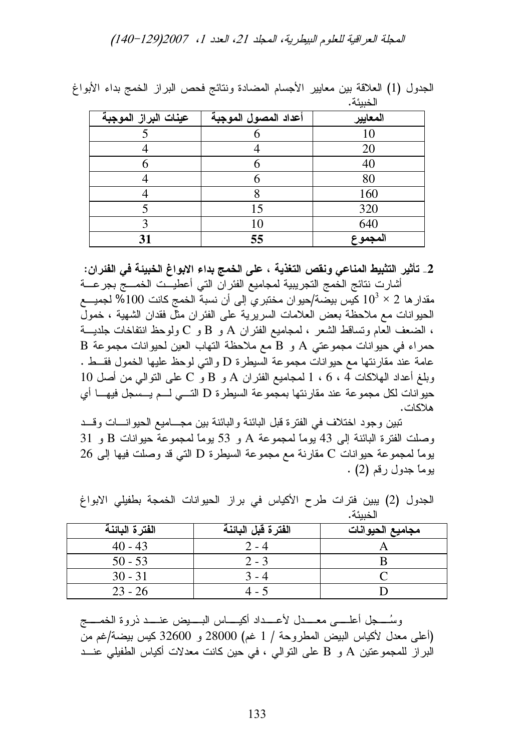الجدول (1) العلاقة بين معايير الأجسام المضادة ونتائج فحص البراز الخمج بداء الأبواغ الخبيئة.

| المعايير | أعداد المصول الموجبة | عينات البراز الموجبة |
|---|---|---|
| 10 | 6 | 5 |
| 20 | 4 | 4 |
| 40 | 6 | 6 |
| 80 | 6 | 4 |
| 160 | 8 | 4 |
| 320 | 15 | 5 |
| 640 | 10 | 3 |
| **المجموع** | **55** | **31** |

**2ـ تأثير التثبيط المناعي ونقص التغذية ، على الخمج بداء الابواغ الخبيئة في الفئران:**

أشارت نتائج الخمج التجريبية لمجاميع الفئران التي أعطيت الخمج بجرعة مقدارها $2 \times 10^3$ كيس بيضة/حيوان مختبري إلى أن نسبة الخمج كانت 100% لجميع الحيوانات مع ملاحظة بعض العلامات السريرية على الفئران مثل فقدان الشهية ، خمول ، الضعف العام وتساقط الشعر ، لمجاميع الفئران A و B و C ولوحظ انتفاخات جلدية حمراء في حيوانات مجموعتي A و B مع ملاحظة التهاب العين لحيوانات مجموعة B عامة عند مقارنتها مع حيوانات مجموعة السيطرة D والتي لوحظ عليها الخمول فقط . وبلغ أعداد الهلاكات 4 ، 6 ، 1 لمجاميع الفئران A و B و C على التوالي من أصل 10 حيوانات لكل مجموعة عند مقارنتها بمجموعة السيطرة D التي لم يسجل فيها أي هلاكات.

تبين وجود اختلاف في الفترة قبل البائنة والبائنة بين مجاميع الحيوانات وقد وصلت الفترة البائنة إلى 43 يوماً لمجموعة A و 53 يوماً لمجموعة حيوانات B و 31 يوماً لمجموعة حيوانات C مقارنة مع مجموعة السيطرة D التي قد وصلت فيها إلى 26 يوماً جدول رقم (2) .

الجدول (2) يبين فترات طرح الأكياس في براز الحيوانات الخمجة بطفيلي الابواغ الخبيئة.

| مجاميع الحيوانات | الفترة قبل البائنة | الفترة البائنة |
|---|---|---|
| A | 2 - 4 | 40 - 43 |
| B | 2 - 3 | 50 - 53 |
| C | 3 - 4 | 30 - 31 |
| D | 4 - 5 | 23 - 26 |

وسُجل أعلى معدل لأعداد أكياس البيض عند ذروة الخمج (أعلى معدل لأكياس البيض المطروحة / 1 غم) 28000 و 32600 كيس بيضة/غم من البراز للمجموعتين A و B على التوالي ، في حين كانت معدلات أكياس الطفيلي عند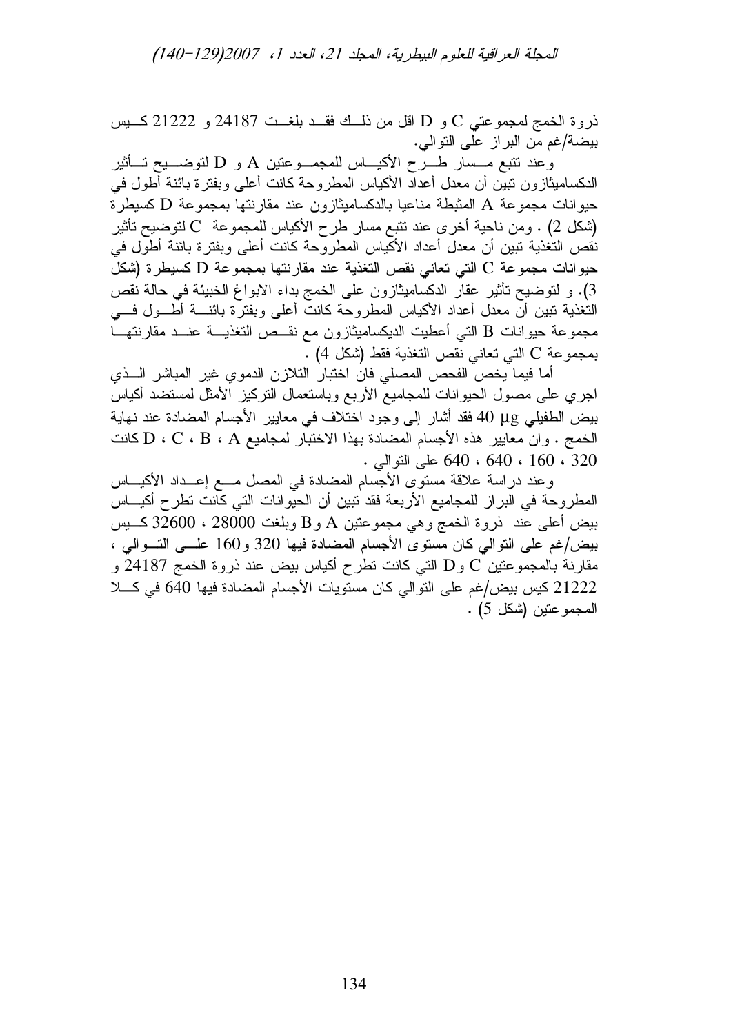ذروة الخمج لمجموعتي C و D اقل من ذلك فقد بلغت 24187 و 21222 كيس بيضة/غم من البراز على التوالي.

وعند تتبع مسار طرح الأكياس للمجموعتين A و D لتوضيح تأثير الدكساميثازون تبين أن معدل أعداد الأكياس المطروحة كانت أعلى وبفترة بائنة أطول في حيوانات مجموعة A المثبطة مناعيا بالدكساميثازون عند مقارنتها بمجموعة D كسيطرة (شكل 2) . ومن ناحية أخرى عند تتبع مسار طرح الأكياس للمجموعة C لتوضيح تأثير نقص التغذية تبين أن معدل أعداد الأكياس المطروحة كانت أعلى وبفترة بائنة أطول في حيوانات مجموعة C التي تعاني نقص التغذية عند مقارنتها بمجموعة D كسيطرة (شكل 3). و لتوضيح تأثير عقار الدكساميثازون على الخمج بداء الابواغ الخبيئة في حالة نقص التغذية تبين أن معدل أعداد الأكياس المطروحة كانت أعلى وبفترة بائنة أطول في مجموعة حيوانات B التي أعطيت الديكساميثازون مع نقص التغذية عند مقارنتها بمجموعة C التي تعاني نقص التغذية فقط (شكل 4) .

أما فيما يخص الفحص المصلي فان اختبار التلازن الدموي غير المباشر الذي اجري على مصول الحيوانات للمجاميع الأربع وباستعمال التركيز الأمثل لمستضد أكياس بيض الطفيلي 40 µg فقد أشار إلى وجود اختلاف في معايير الأجسام المضادة عند نهاية الخمج . وان معايير هذه الأجسام المضادة بهذا الاختبار لمجاميع A ، B ، C ، D كانت 320 ، 160 ، 640 ، 640 على التوالي .

وعند دراسة علاقة مستوى الأجسام المضادة في المصل مع إعداد الأكياس المطروحة في البراز للمجاميع الأربعة فقد تبين أن الحيوانات التي كانت تطرح أكياس بيض أعلى عند ذروة الخمج وهي مجموعتين A وB وبلغت 28000 ، 32600 كيس بيض/غم على التوالي كان مستوى الأجسام المضادة فيها 320 و160 على التوالي ، مقارنة بالمجموعتين C وD التي كانت تطرح أكياس بيض عند ذروة الخمج 24187 و 21222 كيس بيض/غم على التوالي كان مستويات الأجسام المضادة فيها 640 في كلا المجموعتين (شكل 5) .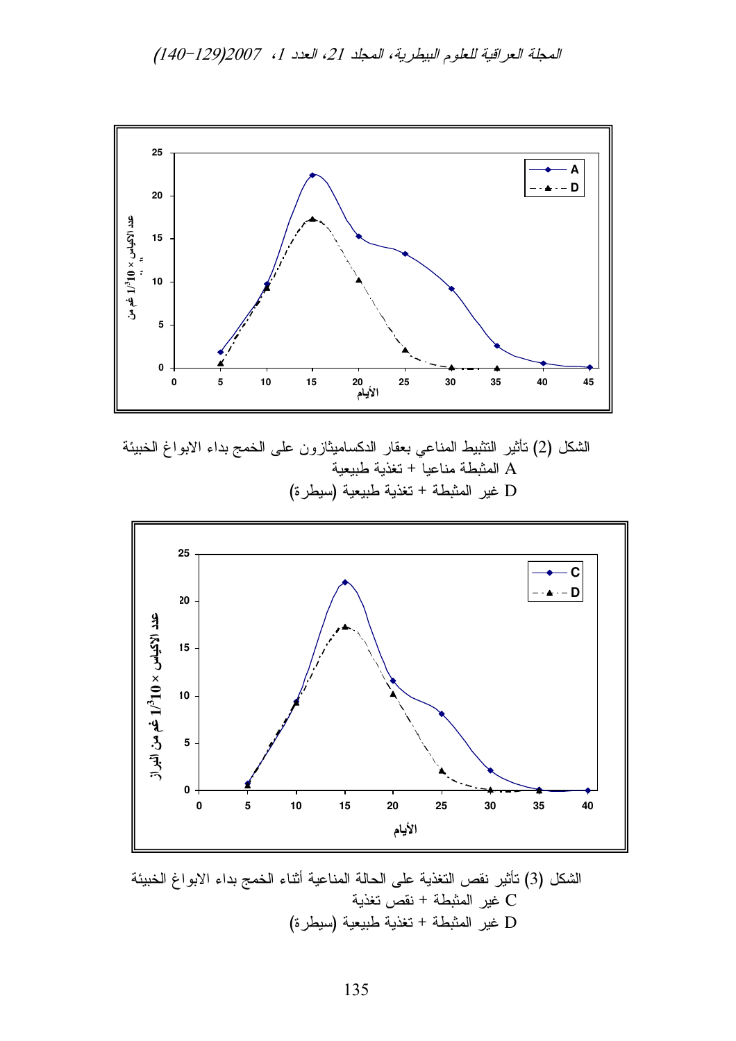الشكل (2) تأثير التثبيط المناعي بعقار الدكساميثازون على الخمج بداء الابواغ الخبيئة

A المثبطة مناعيا + تغذية طبيعية

D غير المثبطة + تغذية طبيعية (سيطرة)

الشكل (3) تأثير نقص التغذية على الحالة المناعية أثناء الخمج بداء الابواغ الخبيئة

C غير المثبطة + نقص تغذية

D غير المثبطة + تغذية طبيعية (سيطرة)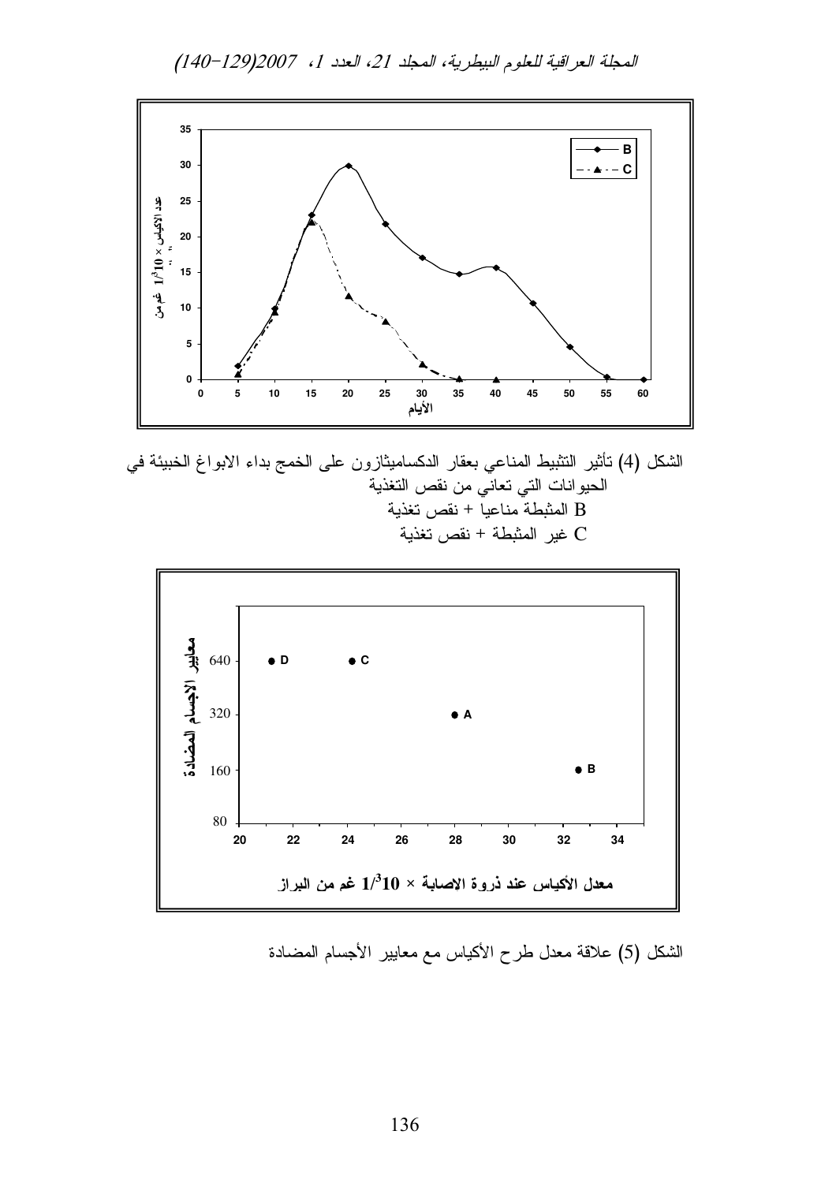الشكل (4) تأثير التثبيط المناعي بعقار الدكساميثازون على الخمج بداء الابواغ الخبيئة في الحيوانات التي تعاني من نقص التغذية

B المثبطة مناعيا + نقص تغذية

C غير المثبطة + نقص تغذية

الشكل (5) علاقة معدل طرح الأكياس مع معايير الأجسام المضادة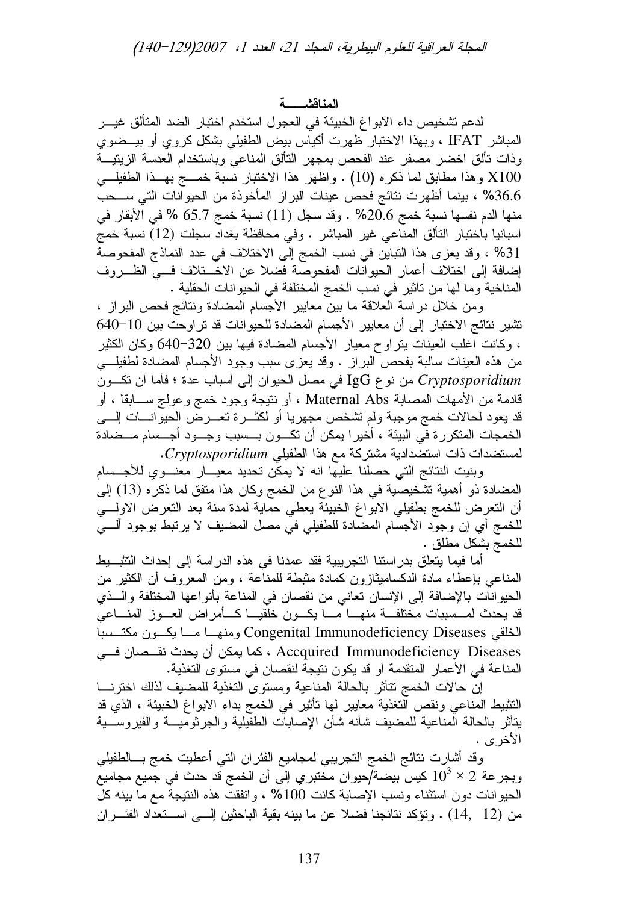## المناقشـــة

لدعم تشخيص داء الابواغ الخبيئة في العجول استخدم اختبار الضد المتألق غيـر المباشر IFAT ، وبهذا الاختبار ظهرت أكياس بيض الطفيلي بشكل كروي أو بيـضوي وذات تألق اخضر مصفر عند الفحص بمجهر التألق المناعي وباستخدام العدسة الزيتيـة X100 وهذا مطابق لما ذكره (10) . واظهر هذا الاختبار نسبة خمـج بهـذا الطفيلـي 36.6% ، بينما أظهرت نتائج فحص عينات البراز المأخوذة من الحيوانات التي سـحب منها الدم نفسها نسبة خمج 20.6% . وقد سجل (11) نسبة خمج 65.7 % في الأبقار في اسبانيا باختبار التألق المناعي غير المباشر . وفي محافظة بغداد سجلت (12) نسبة خمج 31% ، وقد يعزى هذا التباين في نسب الخمج إلى الاختلاف في عدد النماذج المفحوصة إضافة إلى اختلاف أعمار الحيوانات المفحوصة فضلا عن الاخـتلاف فـي الظـروف المناخية وما لها من تأثير في نسب الخمج المختلفة في الحيوانات الحقلية .

ومن خلال دراسة العلاقة ما بين معايير الأجسام المضادة ونتائج فحص البراز ، تشير نتائج الاختبار إلى أن معايير الأجسام المضادة للحيوانات قد تراوحت بين 10-640 ، وكانت اغلب العينات يتراوح معيار الأجسام المضادة فيها بين 320-640 وكان الكثير من هذه العينات سالبة بفحص البراز . وقد يعزى سبب وجود الأجسام المضادة لطفيلـي *Cryptosporidium* من نوع IgG في مصل الحيوان إلى أسباب عدة ؛ فأما أن تكـون قادمة من الأمهات المصابة Maternal Abs ، أو نتيجة وجود خمج وعولج سـابقاً ، أو قد يعود لحالات خمج موجبة ولم تشخص مجهريا أو لكثـرة تعـرض الحيوانـات إلـى الخمجات المتكررة في البيئة ، أخيرا يمكن أن تكـون بـسبب وجـود أجـسام مـضادة لمستضدات ذات استضدادية مشتركة مع هذا الطفيلي *Cryptosporidium*.

وبنيت النتائج التي حصلنا عليها انه لا يمكن تحديد معيـار معنـوي للأجـسام المضادة ذو أهمية تشخيصية في هذا النوع من الخمج وكان هذا متفق لما ذكره (13) إلى أن التعرض للخمج بطفيلي الابواغ الخبيئة يعطي حماية لمدة سنة بعد التعرض الاولـي للخمج أي إن وجود الأجسام المضادة للطفيلي في مصل المضيف لا يرتبط بوجود آلـي للخمج بشكل مطلق .

أما فيما يتعلق بدراستنا التجريبية فقد عمدنا في هذه الدراسة إلى إحداث التثبـيط المناعي بإعطاء مادة الدكساميثازون كمادة مثبطة للمناعة ، ومن المعروف أن الكثير من الحيوانات بالإضافة إلى الإنسان تعاني من نقصان في المناعة بأنواعها المختلفة والـذي قد يحدث لمـسببات مختلفـة منهـا مـا يكـون خلقيـا كـأمراض العـوز المنـاعي الخلقي Congenital Immunodeficiency Diseases ومنهـا مـا يكـون مكتـسبا Accquired Immunodeficiency Diseases ، كما يمكن أن يحدث نقـصان فـي المناعة في الأعمار المتقدمة أو قد يكون نتيجة لنقصان في مستوى التغذية.

إن حالات الخمج تتأثر بالحالة المناعية ومستوى التغذية للمضيف لذلك اخترنـا التثبيط المناعي ونقص التغذية معايير لها تأثير في الخمج بداء الابواغ الخبيئة ، الذي قد يتأثر بالحالة المناعية للمضيف شأنه شأن الإصابات الطفيلية والجرثوميـة والفيروسـية الأخرى .

وقد أشارت نتائج الخمج التجريبي لمجاميع الفئران التي أعطيت خمج بـالطفيلي وبجرعة $2 \times 10^3$ كيس بيضة/حيوان مختبري إلى أن الخمج قد حدث في جميع مجاميع الحيوانات دون استثناء ونسب الإصابة كانت 100% ، واتفقت هذه النتيجة مع ما بينه كل من (12 ,14) . وتؤكد نتائجنا فضلا عن ما بينه بقية الباحثين إلـى اسـتعداد الفئـران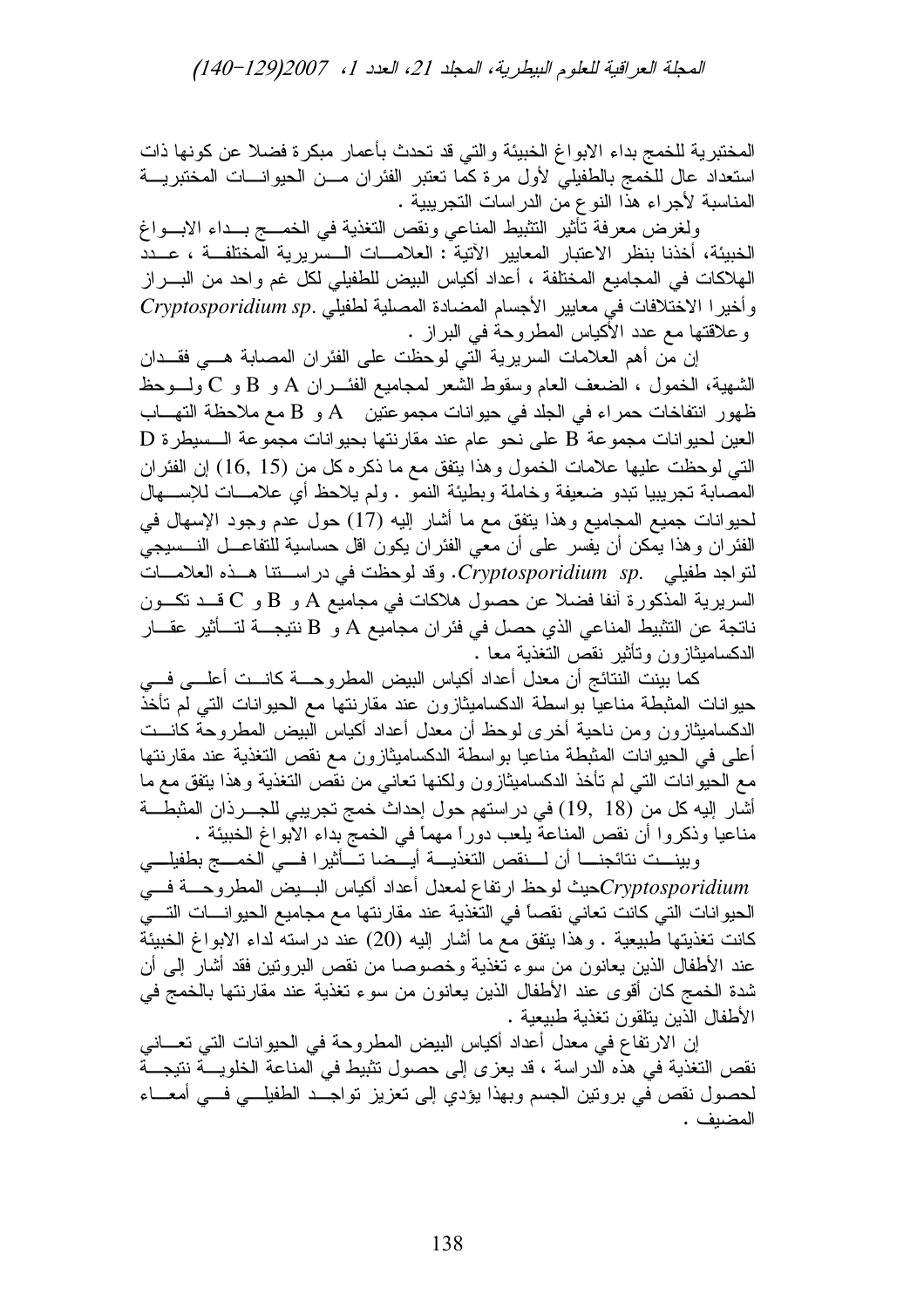المختبرية للخمج بداء الابواغ الخبيئة والتي قد تحدث بأعمار مبكرة فضلا عن كونها ذات استعداد عال للخمج بالطفيلي لأول مرة كما تعتبر الفئران مـن الحيوانـات المختبريـة المناسبة لأجراء هذا النوع من الدراسات التجريبية .

ولغرض معرفة تأثير التثبيط المناعي ونقص التغذية في الخمـج بـداء الابـواغ الخبيئة، أخذنا بنظر الاعتبار المعايير الآتية : العلامـات الـسريرية المختلفـة ، عـدد الهلاكات في المجاميع المختلفة ، أعداد أكياس البيض للطفيلي لكل غم واحد من البـراز وأخيرا الاختلافات في معايير الأجسام المضادة المصلية لطفيلي *Cryptosporidium sp.* وعلاقتها مع عدد الأكياس المطروحة في البراز .

إن من أهم العلامات السريرية التي لوحظت على الفئران المصابة هـي فقـدان الشهية، الخمول ، الضعف العام وسقوط الشعر لمجاميع الفئـران A و B و C ولـوحظ ظهور انتفاخات حمراء في الجلد في حيوانات مجموعتين A و B مع ملاحظة التهـاب العين لحيوانات مجموعة B على نحو عام عند مقارنتها بحيوانات مجموعة الـسيطرة D التي لوحظت عليها علامات الخمول وهذا يتفق مع ما ذكره كل من (15 ,16) إن الفئران المصابة تجريبيا تبدو ضعيفة وخاملة وبطيئة النمو . ولم يلاحظ أي علامـات للإسـهال لحيوانات جميع المجاميع وهذا يتفق مع ما أشار إليه (17) حول عدم وجود الإسهال في الفئران وهذا يمكن أن يفسر على أن معي الفئران يكون اقل حساسية للتفاعـل النـسيجي لتواجد طفيلي *Cryptosporidium sp.*. وقد لوحظت في دراسـتنا هـذه العلامـات السريرية المذكورة آنفا فضلا عن حصول هلاكات في مجاميع A و B و C قـد تكـون ناتجة عن التثبيط المناعي الذي حصل في فئران مجاميع A و B نتيجـة لتـأثير عقـار الدكساميثازون وتأثير نقص التغذية معا .

كما بينت النتائج أن معدل أعداد أكياس البيض المطروحـة كانـت أعلـى فـي حيوانات المثبطة مناعيا بواسطة الدكساميثازون عند مقارنتها مع الحيوانات التي لم تأخذ الدكساميثازون ومن ناحية أخرى لوحظ أن معدل أعداد أكياس البيض المطروحة كانـت أعلى في الحيوانات المثبطة مناعيا بواسطة الدكساميثازون مع نقص التغذية عند مقارنتها مع الحيوانات التي لم تأخذ الدكساميثازون ولكنها تعاني من نقص التغذية وهذا يتفق مع ما أشار إليه كل من (18 ,19) في دراستهم حول إحداث خمج تجريبي للجـرذان المثبطـة مناعيا وذكروا أن نقص المناعة يلعب دوراً مهماً في الخمج بداء الابواغ الخبيئة .

وبينـت نتائجنـا أن لـنقص التغذيـة أيـضا تـأثيرا فـي الخمـج بطفيلـي *Cryptosporidium* حيث لوحظ ارتفاع لمعدل أعداد أكياس البـيض المطروحـة فـي الحيوانات التي كانت تعاني نقصاً في التغذية عند مقارنتها مع مجاميع الحيوانـات التـي كانت تغذيتها طبيعية . وهذا يتفق مع ما أشار إليه (20) عند دراسته لداء الابواغ الخبيئة عند الأطفال الذين يعانون من سوء تغذية وخصوصا من نقص البروتين فقد أشار إلى أن شدة الخمج كان أقوى عند الأطفال الذين يعانون من سوء تغذية عند مقارنتها بالخمج في الأطفال الذين يتلقون تغذية طبيعية .

إن الارتفاع في معدل أعداد أكياس البيض المطروحة في الحيوانات التي تعـاني نقص التغذية في هذه الدراسة ، قد يعزى إلى حصول تثبيط في المناعة الخلويـة نتيجـة لحصول نقص في بروتين الجسم وبهذا يؤدي إلى تعزيز تواجـد الطفيلـي فـي أمعـاء المضيف .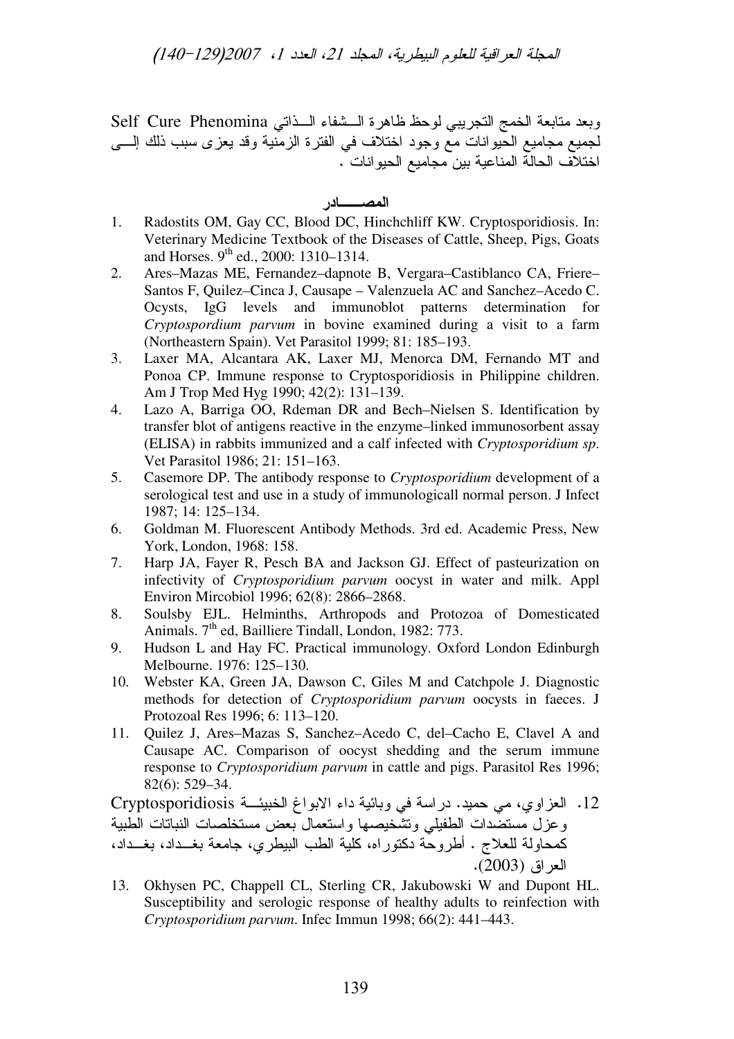وبعد متابعة الخمج التجريبي لوحظ ظاهرة الشفاء الذاتي Self Cure Phenomina لجميع مجاميع الحيوانات مع وجود اختلاف في الفترة الزمنية وقد يعزى سبب ذلك إلى اختلاف الحالة المناعية بين مجاميع الحيوانات .

## المصادر

1. Radostits OM, Gay CC, Blood DC, Hinchchliff KW. Cryptosporidiosis. In: Veterinary Medicine Textbook of the Diseases of Cattle, Sheep, Pigs, Goats and Horses. 9th ed., 2000: 1310–1314.
2. Ares–Mazas ME, Fernandez–dapnote B, Vergara–Castiblanco CA, Friere–Santos F, Quilez–Cinca J, Causape – Valenzuela AC and Sanchez–Acedo C. Ocysts, IgG levels and immunoblot patterns determination for *Cryptospordium parvum* in bovine examined during a visit to a farm (Northeastern Spain). Vet Parasitol 1999; 81: 185–193.
3. Laxer MA, Alcantara AK, Laxer MJ, Menorca DM, Fernando MT and Ponoa CP. Immune response to Cryptosporidiosis in Philippine children. Am J Trop Med Hyg 1990; 42(2): 131–139.
4. Lazo A, Barriga OO, Rdeman DR and Bech–Nielsen S. Identification by transfer blot of antigens reactive in the enzyme–linked immunosorbent assay (ELISA) in rabbits immunized and a calf infected with *Cryptosporidium sp*. Vet Parasitol 1986; 21: 151–163.
5. Casemore DP. The antibody response to *Cryptosporidium* development of a serological test and use in a study of immunologicall normal person. J Infect 1987; 14: 125–134.
6. Goldman M. Fluorescent Antibody Methods. 3rd ed. Academic Press, New York, London, 1968: 158.
7. Harp JA, Fayer R, Pesch BA and Jackson GJ. Effect of pasteurization on infectivity of *Cryptosporidium parvum* oocyst in water and milk. Appl Environ Mircobiol 1996; 62(8): 2866–2868.
8. Soulsby EJL. Helminths, Arthropods and Protozoa of Domesticated Animals. 7th ed, Bailliere Tindall, London, 1982: 773.
9. Hudson L and Hay FC. Practical immunology. Oxford London Edinburgh Melbourne. 1976: 125–130.
10. Webster KA, Green JA, Dawson C, Giles M and Catchpole J. Diagnostic methods for detection of *Cryptosporidium parvum* oocysts in faeces. J Protozoal Res 1996; 6: 113–120.
11. Quilez J, Ares–Mazas S, Sanchez–Acedo C, del–Cacho E, Clavel A and Causape AC. Comparison of oocyst shedding and the serum immune response to *Cryptosporidium parvum* in cattle and pigs. Parasitol Res 1996; 82(6): 529–34.
12. العزاوي، مي حميد. دراسة في وبائية داء الابواغ الخبيئة Cryptosporidiosis وعزل مستضدات الطفيلي وتشخيصها واستعمال بعض مستخلصات النباتات الطبية كمحاولة للعلاج . أطروحة دكتوراه، كلية الطب البيطري، جامعة بغداد، بغداد، العراق (2003).
13. Okhysen PC, Chappell CL, Sterling CR, Jakubowski W and Dupont HL. Susceptibility and serologic response of healthy adults to reinfection with *Cryptosporidium parvum*. Infec Immun 1998; 66(2): 441–443.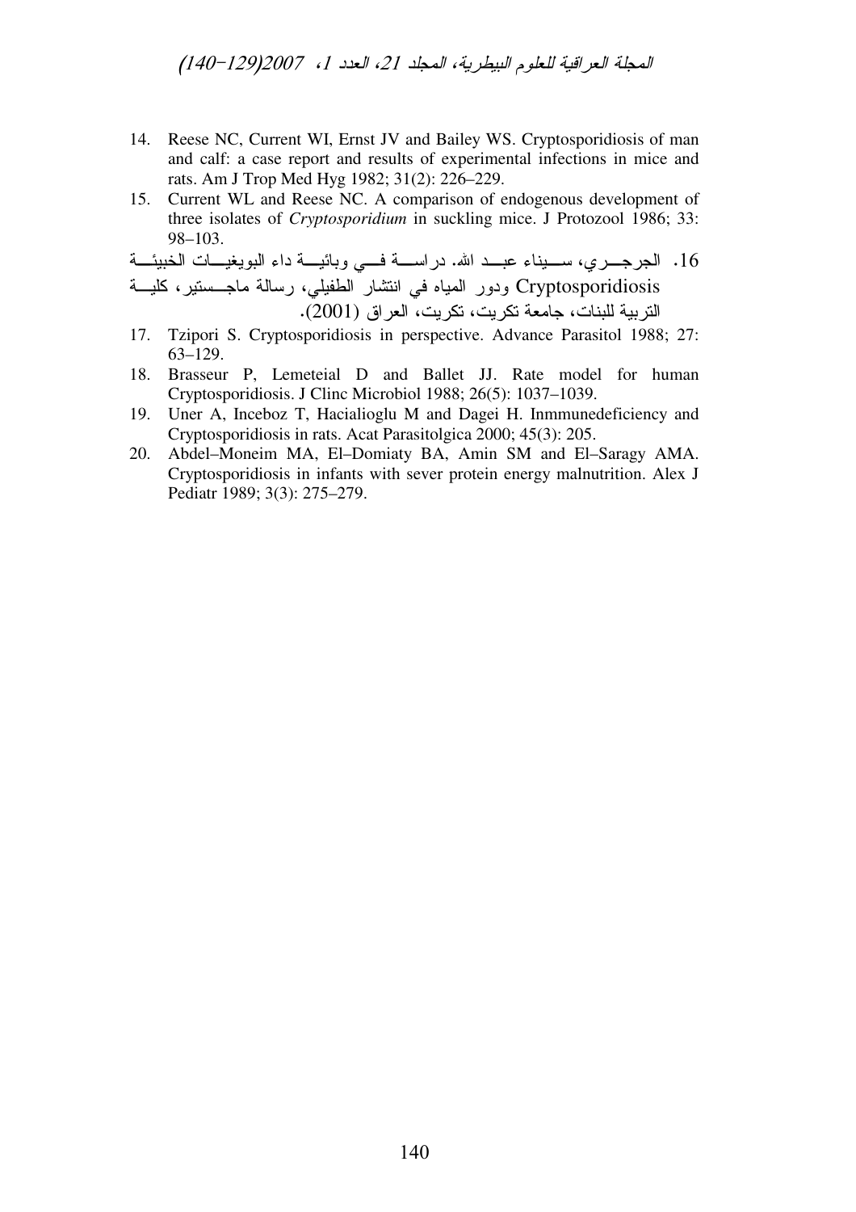14. Reese NC, Current WI, Ernst JV and Bailey WS. Cryptosporidiosis of man and calf: a case report and results of experimental infections in mice and rats. Am J Trop Med Hyg 1982; 31(2): 226–229.
15. Current WL and Reese NC. A comparison of endogenous development of three isolates of *Cryptosporidium* in suckling mice. J Protozool 1986; 33: 98–103.
16. الجرجري، سيناء عبد الله. دراسة في وبائية داء البويغيات الخبيئة Cryptosporidiosis ودور المياه في انتشار الطفيلي، رسالة ماجستير، كلية التربية للبنات، جامعة تكريت، تكريت، العراق (2001).
17. Tzipori S. Cryptosporidiosis in perspective. Advance Parasitol 1988; 27: 63–129.
18. Brasseur P, Lemeteial D and Ballet JJ. Rate model for human Cryptosporidiosis. J Clinc Microbiol 1988; 26(5): 1037–1039.
19. Uner A, Inceboz T, Hacialioglu M and Dagei H. Inmmunedeficiency and Cryptosporidiosis in rats. Acat Parasitolgica 2000; 45(3): 205.
20. Abdel–Moneim MA, El–Domiaty BA, Amin SM and El–Saragy AMA. Cryptosporidiosis in infants with sever protein energy malnutrition. Alex J Pediatr 1989; 3(3): 275–279.